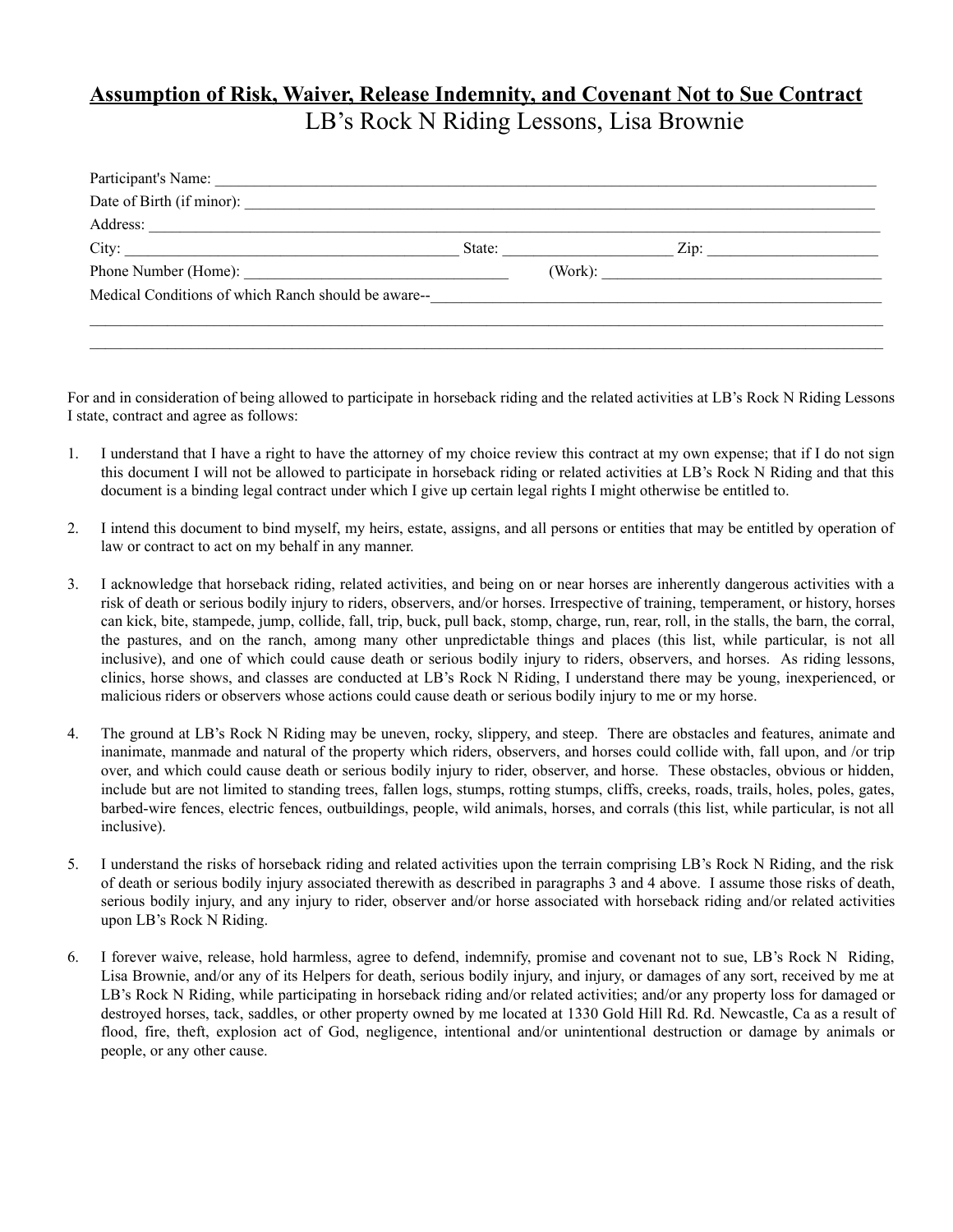**Assumption of Risk, Waiver, Release Indemnity, and Covenant Not to Sue Contract**

LB's Rock N Riding Lessons, Lisa Brownie

Participant's Name: ______________________________________________

Date of Birth (if minor): ______________________________________________

Address: ______________________________________________

City: ______________________ State: ______________ Zip: ______________

Phone Number (Home): ______________________ (Work): ______________________

Medical Conditions of which Ranch should be aware--______________________________________________

______________________________________________

______________________________________________

For and in consideration of being allowed to participate in horseback riding and the related activities at LB's Rock N Riding Lessons I state, contract and agree as follows:

1. I understand that I have a right to have the attorney of my choice review this contract at my own expense; that if I do not sign this document I will not be allowed to participate in horseback riding or related activities at LB's Rock N Riding and that this document is a binding legal contract under which I give up certain legal rights I might otherwise be entitled to.

2. I intend this document to bind myself, my heirs, estate, assigns, and all persons or entities that may be entitled by operation of law or contract to act on my behalf in any manner.

3. I acknowledge that horseback riding, related activities, and being on or near horses are inherently dangerous activities with a risk of death or serious bodily injury to riders, observers, and/or horses. Irrespective of training, temperament, or history, horses can kick, bite, stampede, jump, collide, fall, trip, buck, pull back, stomp, charge, run, rear, roll, in the stalls, the barn, the corral, the pastures, and on the ranch, among many other unpredictable things and places (this list, while particular, is not all inclusive), and one of which could cause death or serious bodily injury to riders, observers, and horses. As riding lessons, clinics, horse shows, and classes are conducted at LB's Rock N Riding, I understand there may be young, inexperienced, or malicious riders or observers whose actions could cause death or serious bodily injury to me or my horse.

4. The ground at LB's Rock N Riding may be uneven, rocky, slippery, and steep. There are obstacles and features, animate and inanimate, manmade and natural of the property which riders, observers, and horses could collide with, fall upon, and /or trip over, and which could cause death or serious bodily injury to rider, observer, and horse. These obstacles, obvious or hidden, include but are not limited to standing trees, fallen logs, stumps, rotting stumps, cliffs, creeks, roads, trails, holes, poles, gates, barbed-wire fences, electric fences, outbuildings, people, wild animals, horses, and corrals (this list, while particular, is not all inclusive).

5. I understand the risks of horseback riding and related activities upon the terrain comprising LB's Rock N Riding, and the risk of death or serious bodily injury associated therewith as described in paragraphs 3 and 4 above. I assume those risks of death, serious bodily injury, and any injury to rider, observer and/or horse associated with horseback riding and/or related activities upon LB's Rock N Riding.

6. I forever waive, release, hold harmless, agree to defend, indemnify, promise and covenant not to sue, LB's Rock N Riding, Lisa Brownie, and/or any of its Helpers for death, serious bodily injury, and injury, or damages of any sort, received by me at LB's Rock N Riding, while participating in horseback riding and/or related activities; and/or any property loss for damaged or destroyed horses, tack, saddles, or other property owned by me located at 1330 Gold Hill Rd. Rd. Newcastle, Ca as a result of flood, fire, theft, explosion act of God, negligence, intentional and/or unintentional destruction or damage by animals or people, or any other cause.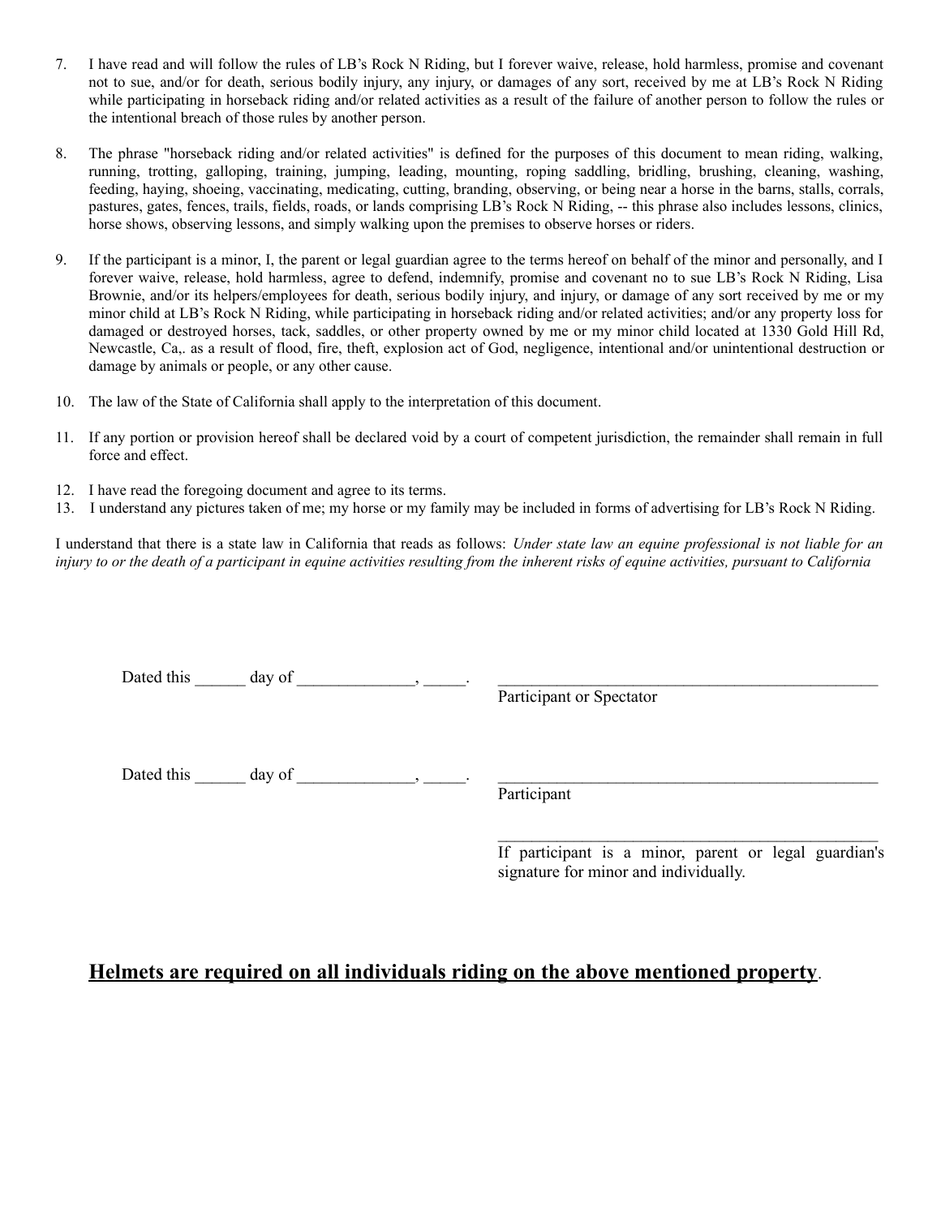7. I have read and will follow the rules of LB's Rock N Riding, but I forever waive, release, hold harmless, promise and covenant not to sue, and/or for death, serious bodily injury, any injury, or damages of any sort, received by me at LB's Rock N Riding while participating in horseback riding and/or related activities as a result of the failure of another person to follow the rules or the intentional breach of those rules by another person.

8. The phrase "horseback riding and/or related activities" is defined for the purposes of this document to mean riding, walking, running, trotting, galloping, training, jumping, leading, mounting, roping saddling, bridling, brushing, cleaning, washing, feeding, haying, shoeing, vaccinating, medicating, cutting, branding, observing, or being near a horse in the barns, stalls, corrals, pastures, gates, fences, trails, fields, roads, or lands comprising LB's Rock N Riding, -- this phrase also includes lessons, clinics, horse shows, observing lessons, and simply walking upon the premises to observe horses or riders.

9. If the participant is a minor, I, the parent or legal guardian agree to the terms hereof on behalf of the minor and personally, and I forever waive, release, hold harmless, agree to defend, indemnify, promise and covenant no to sue LB's Rock N Riding, Lisa Brownie, and/or its helpers/employees for death, serious bodily injury, and injury, or damage of any sort received by me or my minor child at LB's Rock N Riding, while participating in horseback riding and/or related activities; and/or any property loss for damaged or destroyed horses, tack, saddles, or other property owned by me or my minor child located at 1330 Gold Hill Rd, Newcastle, Ca,. as a result of flood, fire, theft, explosion act of God, negligence, intentional and/or unintentional destruction or damage by animals or people, or any other cause.

10. The law of the State of California shall apply to the interpretation of this document.

11. If any portion or provision hereof shall be declared void by a court of competent jurisdiction, the remainder shall remain in full force and effect.

12. I have read the foregoing document and agree to its terms.

13. I understand any pictures taken of me; my horse or my family may be included in forms of advertising for LB's Rock N Riding.

I understand that there is a state law in California that reads as follows: *Under state law an equine professional is not liable for an injury to or the death of a participant in equine activities resulting from the inherent risks of equine activities, pursuant to California*

Dated this ______ day of ______________, _____.    _______________________________________________
Participant or Spectator

Dated this ______ day of ______________, _____.    _______________________________________________
Participant

_______________________________________________
If participant is a minor, parent or legal guardian's signature for minor and individually.

**Helmets are required on all individuals riding on the above mentioned property**.